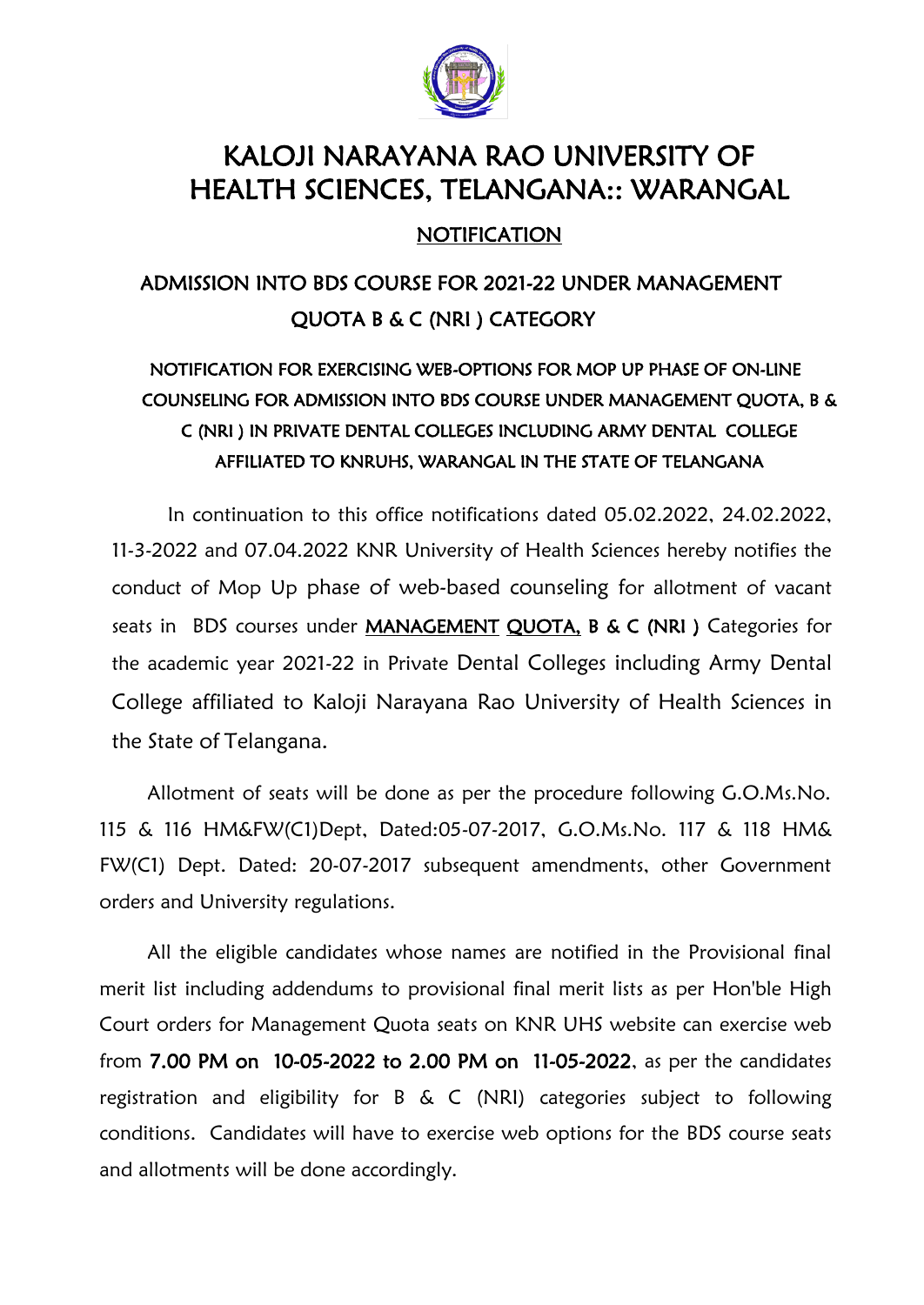# KALOJI NARAYANA RAO UNIVERSITY OF HEALTH SCIENCES, TELANGANA:: WARANGAL

## NOTIFICATION

## ADMISSION INTO BDS COURSE FOR 2021-22 UNDER MANAGEMENT QUOTA B & C (NRI ) CATEGORY

### NOTIFICATION FOR EXERCISING WEB-OPTIONS FOR MOP UP PHASE OF ON-LINE COUNSELING FOR ADMISSION INTO BDS COURSE UNDER MANAGEMENT QUOTA, B & C (NRI ) IN PRIVATE DENTAL COLLEGES INCLUDING ARMY DENTAL COLLEGE AFFILIATED TO KNRUHS, WARANGAL IN THE STATE OF TELANGANA

In continuation to this office notifications dated 05.02.2022, 24.02.2022, 11-3-2022 and 07.04.2022 KNR University of Health Sciences hereby notifies the conduct of Mop Up phase of web-based counseling for allotment of vacant seats in BDS courses under **MANAGEMENT QUOTA, B & C (NRI )** Categories for the academic year 2021-22 in Private Dental Colleges including Army Dental College affiliated to Kaloji Narayana Rao University of Health Sciences in the State of Telangana.

Allotment of seats will be done as per the procedure following G.O.Ms.No. 115 & 116 HM&FW(C1)Dept, Dated:05-07-2017, G.O.Ms.No. 117 & 118 HM& FW(C1) Dept. Dated: 20-07-2017 subsequent amendments, other Government orders and University regulations.

All the eligible candidates whose names are notified in the Provisional final merit list including addendums to provisional final merit lists as per Hon'ble High Court orders for Management Quota seats on KNR UHS website can exercise web from **7.00 PM on 10-05-2022 to 2.00 PM on 11-05-2022**, as per the candidates registration and eligibility for B & C (NRI) categories subject to following conditions. Candidates will have to exercise web options for the BDS course seats and allotments will be done accordingly.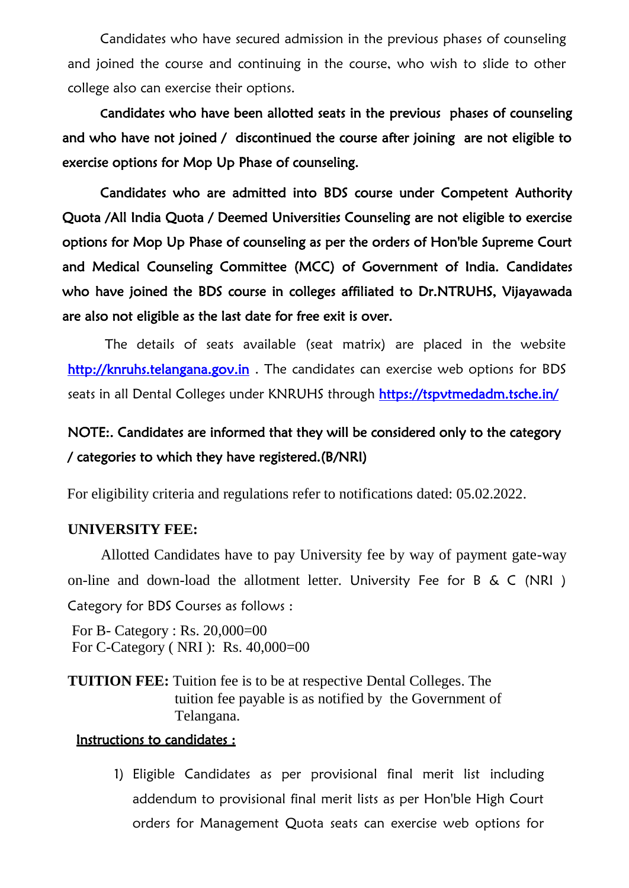Candidates who have secured admission in the previous phases of counseling and joined the course and continuing in the course, who wish to slide to other college also can exercise their options.

**Candidates who have been allotted seats in the previous phases of counseling and who have not joined / discontinued the course after joining are not eligible to exercise options for Mop Up Phase of counseling.**

**Candidates who are admitted into BDS course under Competent Authority Quota /All India Quota / Deemed Universities Counseling are not eligible to exercise options for Mop Up Phase of counseling as per the orders of Hon'ble Supreme Court and Medical Counseling Committee (MCC) of Government of India. Candidates who have joined the BDS course in colleges affiliated to Dr.NTRUHS, Vijayawada are also not eligible as the last date for free exit is over.**

The details of seats available (seat matrix) are placed in the website http://knruhs.telangana.gov.in . The candidates can exercise web options for BDS seats in all Dental Colleges under KNRUHS through https://tspvtmedadm.tsche.in/

**NOTE:. Candidates are informed that they will be considered only to the category / categories to which they have registered.(B/NRI)**

For eligibility criteria and regulations refer to notifications dated: 05.02.2022.

**UNIVERSITY FEE:**

Allotted Candidates have to pay University fee by way of payment gate-way on-line and down-load the allotment letter. University Fee for B & C (NRI ) Category for BDS Courses as follows :

For B- Category : Rs. 20,000=00
For C-Category ( NRI ): Rs. 40,000=00

**TUITION FEE:** Tuition fee is to be at respective Dental Colleges. The tuition fee payable is as notified by the Government of Telangana.

**Instructions to candidates :**

1) Eligible Candidates as per provisional final merit list including addendum to provisional final merit lists as per Hon'ble High Court orders for Management Quota seats can exercise web options for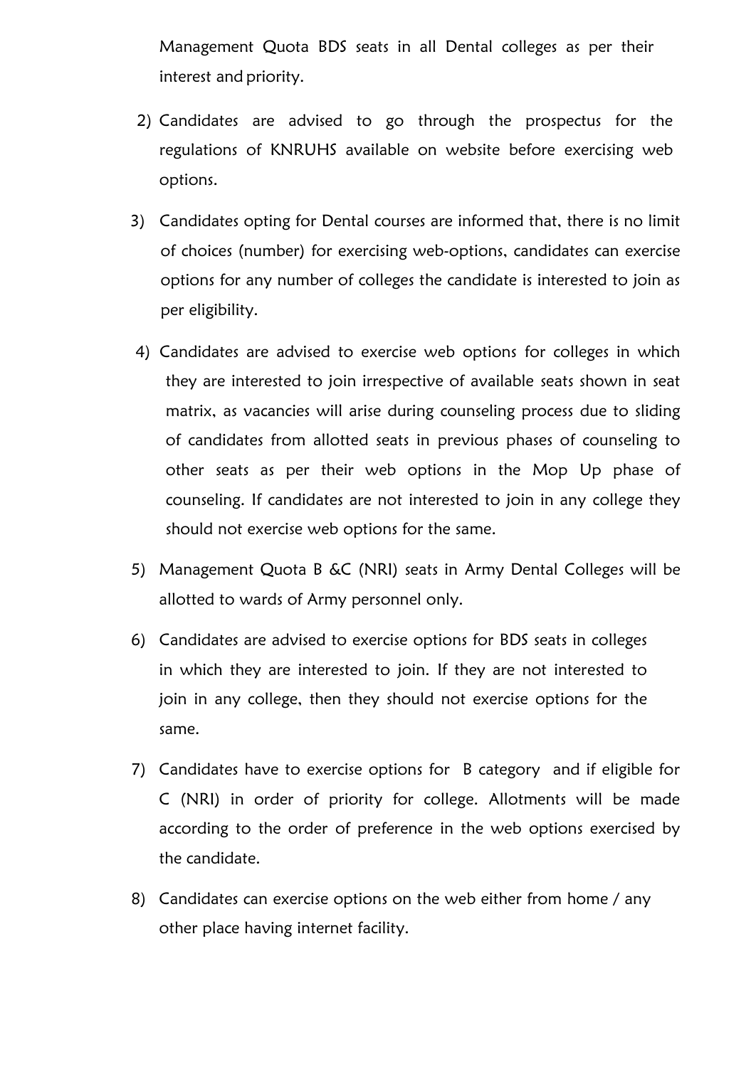Management Quota BDS seats in all Dental colleges as per their interest and priority.

2) Candidates are advised to go through the prospectus for the regulations of KNRUHS available on website before exercising web options.

3) Candidates opting for Dental courses are informed that, there is no limit of choices (number) for exercising web-options, candidates can exercise options for any number of colleges the candidate is interested to join as per eligibility.

4) Candidates are advised to exercise web options for colleges in which they are interested to join irrespective of available seats shown in seat matrix, as vacancies will arise during counseling process due to sliding of candidates from allotted seats in previous phases of counseling to other seats as per their web options in the Mop Up phase of counseling. If candidates are not interested to join in any college they should not exercise web options for the same.

5) Management Quota B &C (NRI) seats in Army Dental Colleges will be allotted to wards of Army personnel only.

6) Candidates are advised to exercise options for BDS seats in colleges in which they are interested to join. If they are not interested to join in any college, then they should not exercise options for the same.

7) Candidates have to exercise options for B category and if eligible for C (NRI) in order of priority for college. Allotments will be made according to the order of preference in the web options exercised by the candidate.

8) Candidates can exercise options on the web either from home / any other place having internet facility.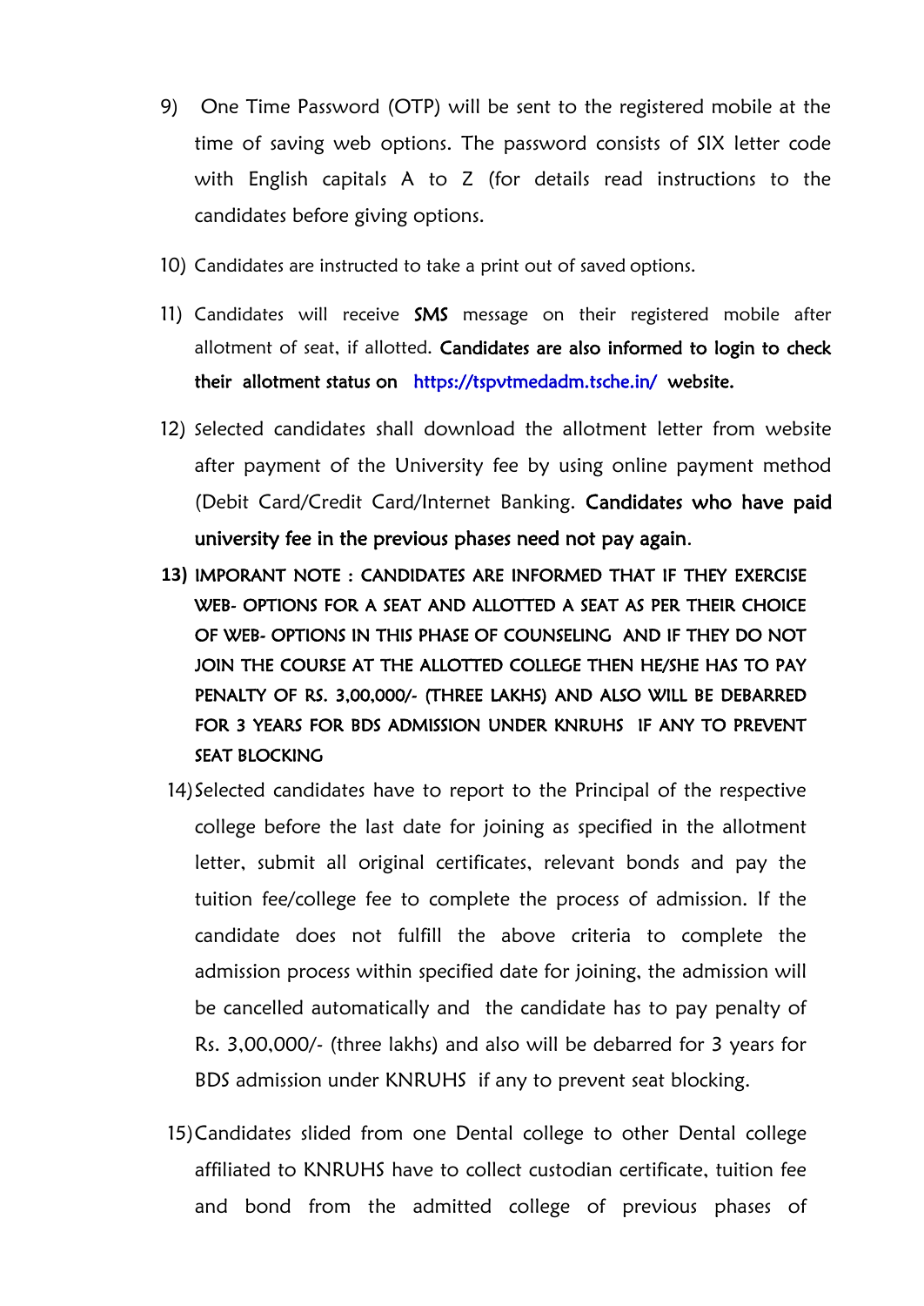9) One Time Password (OTP) will be sent to the registered mobile at the time of saving web options. The password consists of SIX letter code with English capitals A to Z (for details read instructions to the candidates before giving options.

10) Candidates are instructed to take a print out of saved options.

11) Candidates will receive **SMS** message on their registered mobile after allotment of seat, if allotted. **Candidates are also informed to login to check their allotment status on https://tspvtmedadm.tsche.in/ website.**

12) Selected candidates shall download the allotment letter from website after payment of the University fee by using online payment method (Debit Card/Credit Card/Internet Banking. **Candidates who have paid university fee in the previous phases need not pay again**.

**13) IMPORANT NOTE : CANDIDATES ARE INFORMED THAT IF THEY EXERCISE WEB- OPTIONS FOR A SEAT AND ALLOTTED A SEAT AS PER THEIR CHOICE OF WEB- OPTIONS IN THIS PHASE OF COUNSELING AND IF THEY DO NOT JOIN THE COURSE AT THE ALLOTTED COLLEGE THEN HE/SHE HAS TO PAY PENALTY OF RS. 3,00,000/- (THREE LAKHS) AND ALSO WILL BE DEBARRED FOR 3 YEARS FOR BDS ADMISSION UNDER KNRUHS IF ANY TO PREVENT SEAT BLOCKING**

14) Selected candidates have to report to the Principal of the respective college before the last date for joining as specified in the allotment letter, submit all original certificates, relevant bonds and pay the tuition fee/college fee to complete the process of admission. If the candidate does not fulfill the above criteria to complete the admission process within specified date for joining, the admission will be cancelled automatically and the candidate has to pay penalty of Rs. 3,00,000/- (three lakhs) and also will be debarred for 3 years for BDS admission under KNRUHS if any to prevent seat blocking.

15) Candidates slided from one Dental college to other Dental college affiliated to KNRUHS have to collect custodian certificate, tuition fee and bond from the admitted college of previous phases of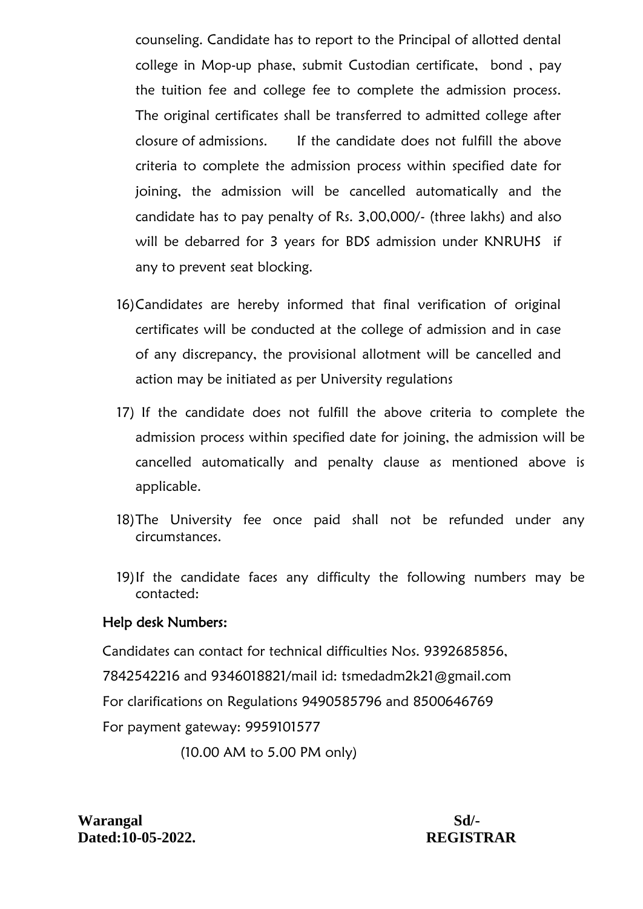counseling. Candidate has to report to the Principal of allotted dental college in Mop-up phase, submit Custodian certificate, bond , pay the tuition fee and college fee to complete the admission process. The original certificates shall be transferred to admitted college after closure of admissions. If the candidate does not fulfill the above criteria to complete the admission process within specified date for joining, the admission will be cancelled automatically and the candidate has to pay penalty of Rs. 3,00,000/- (three lakhs) and also will be debarred for 3 years for BDS admission under KNRUHS if any to prevent seat blocking.

16) Candidates are hereby informed that final verification of original certificates will be conducted at the college of admission and in case of any discrepancy, the provisional allotment will be cancelled and action may be initiated as per University regulations

17) If the candidate does not fulfill the above criteria to complete the admission process within specified date for joining, the admission will be cancelled automatically and penalty clause as mentioned above is applicable.

18) The University fee once paid shall not be refunded under any circumstances.

19) If the candidate faces any difficulty the following numbers may be contacted:

Help desk Numbers:

Candidates can contact for technical difficulties Nos. 9392685856, 7842542216 and 9346018821/mail id: tsmedadm2k21@gmail.com

For clarifications on Regulations 9490585796 and 8500646769

For payment gateway: 9959101577

(10.00 AM to 5.00 PM only)

**Warangal**
**Dated:10-05-2022.**

**Sd/-**
**REGISTRAR**